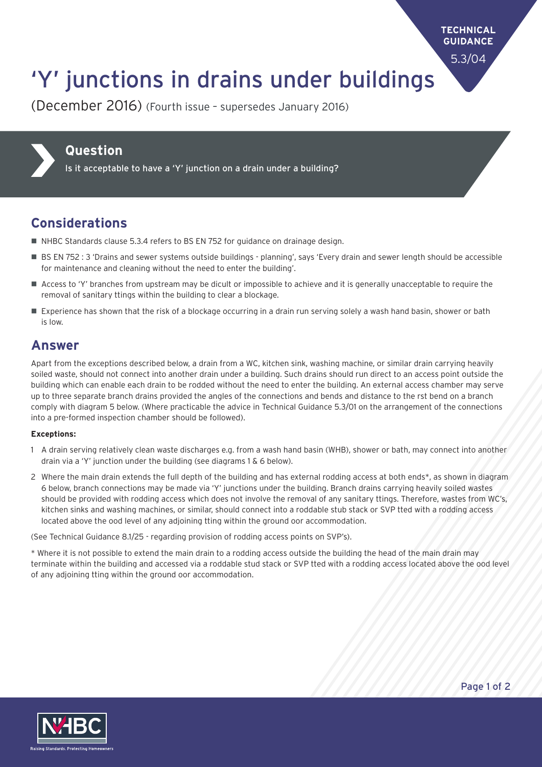TECHNICAL GUIDANCE 5.3/04

# 'Y' junctions in drains under buildings

(December 2016) (Fourth issue – supersedes January 2016)

## Question

Is it acceptable to have a 'Y' junction on a drain under a building?

## Considerations

- NHBC Standards clause 5.3.4 refers to BS EN 752 for guidance on drainage design.
- BS EN 752 : 3 'Drains and sewer systems outside buildings - planning', says 'Every drain and sewer length should be accessible for maintenance and cleaning without the need to enter the building'.
- Access to 'Y' branches from upstream may be dicult or impossible to achieve and it is generally unacceptable to require the removal of sanitary ttings within the building to clear a blockage.
- Experience has shown that the risk of a blockage occurring in a drain run serving solely a wash hand basin, shower or bath is low.

## Answer

Apart from the exceptions described below, a drain from a WC, kitchen sink, washing machine, or similar drain carrying heavily soiled waste, should not connect into another drain under a building. Such drains should run direct to an access point outside the building which can enable each drain to be rodded without the need to enter the building. An external access chamber may serve up to three separate branch drains provided the angles of the connections and bends and distance to the rst bend on a branch comply with diagram 5 below. (Where practicable the advice in Technical Guidance 5.3/01 on the arrangement of the connections into a pre-formed inspection chamber should be followed).

**Exceptions:**

1. A drain serving relatively clean waste discharges e.g. from a wash hand basin (WHB), shower or bath, may connect into another drain via a 'Y' junction under the building (see diagrams 1 & 6 below).
2. Where the main drain extends the full depth of the building and has external rodding access at both ends*, as shown in diagram 6 below, branch connections may be made via 'Y' junctions under the building. Branch drains carrying heavily soiled wastes should be provided with rodding access which does not involve the removal of any sanitary ttings. Therefore, wastes from WC's, kitchen sinks and washing machines, or similar, should connect into a roddable stub stack or SVP tted with a rodding access located above the ood level of any adjoining tting within the ground oor accommodation.

(See Technical Guidance 8.1/25 - regarding provision of rodding access points on SVP's).

* Where it is not possible to extend the main drain to a rodding access outside the building the head of the main drain may terminate within the building and accessed via a roddable stud stack or SVP tted with a rodding access located above the ood level of any adjoining tting within the ground oor accommodation.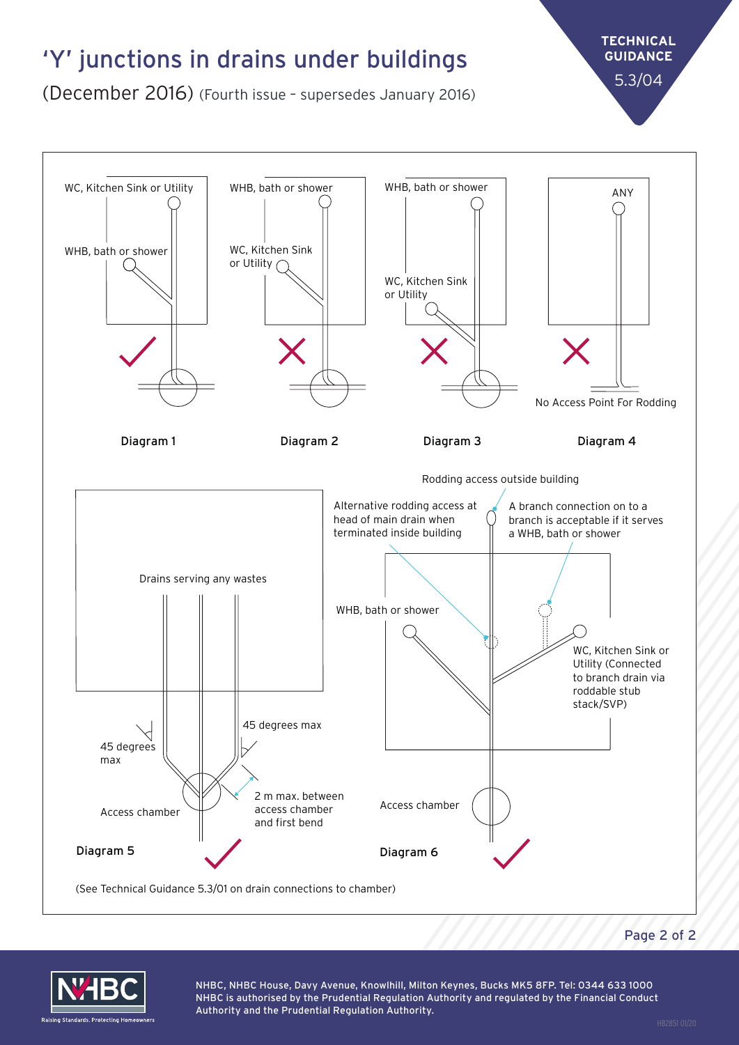# 'Y' junctions in drains under buildings

(December 2016) (Fourth issue – supersedes January 2016)

TECHNICAL GUIDANCE
5.3/04

WC, Kitchen Sink or Utility

WHB, bath or shower

Diagram 1

WHB, bath or shower

WC, Kitchen Sink or Utility

Diagram 2

WHB, bath or shower

WC, Kitchen Sink or Utility

Diagram 3

ANY

No Access Point For Rodding

Diagram 4

Drains serving any wastes

45 degrees max

45 degrees max

2 m max. between access chamber and first bend

Access chamber

Diagram 5

Rodding access outside building

Alternative rodding access at head of main drain when terminated inside building

A branch connection on to a branch is acceptable if it serves a WHB, bath or shower

WHB, bath or shower

WC, Kitchen Sink or Utility (Connected to branch drain via roddable stub stack/SVP)

Access chamber

Diagram 6

(See Technical Guidance 5.3/01 on drain connections to chamber)

NHBC, NHBC House, Davy Avenue, Knowlhill, Milton Keynes, Bucks MK5 8FP. Tel: 0344 633 1000
NHBC is authorised by the Prudential Regulation Authority and regulated by the Financial Conduct Authority and the Prudential Regulation Authority.

HB2851 01/20